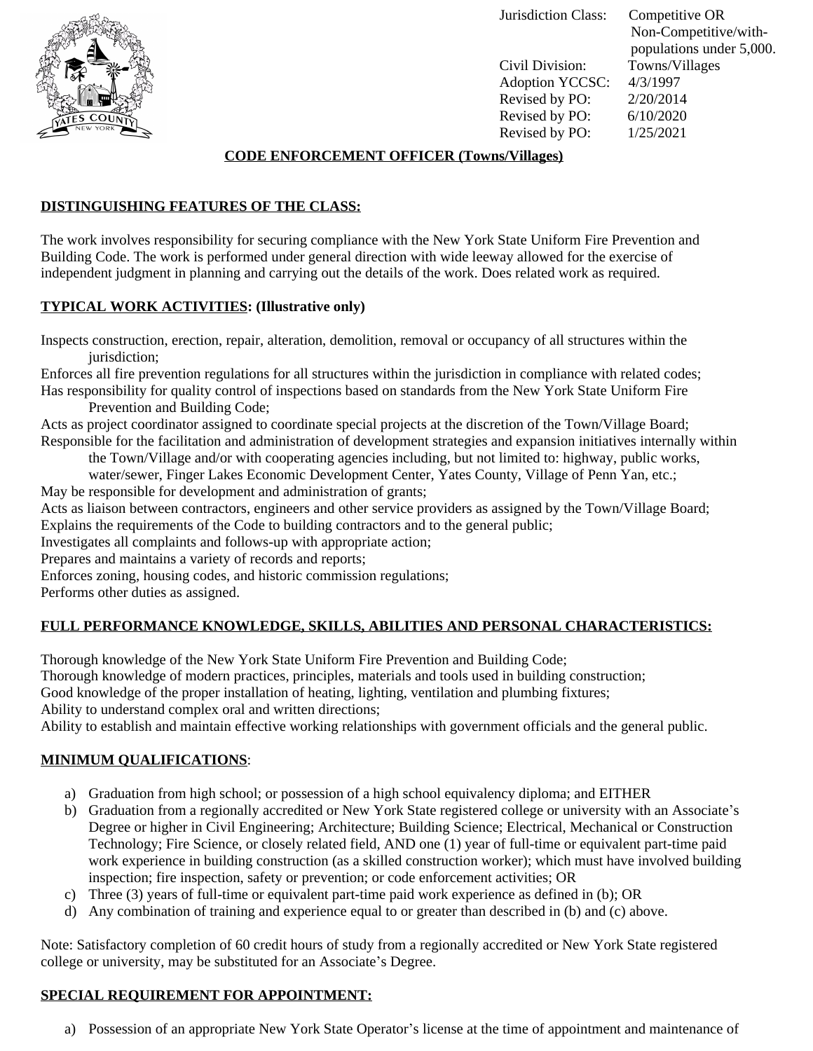| | |
|---|---|
| Jurisdiction Class: | Competitive OR Non-Competitive/with-populations under 5,000. |
| Civil Division: | Towns/Villages |
| Adoption YCCSC: | 4/3/1997 |
| Revised by PO: | 2/20/2014 |
| Revised by PO: | 6/10/2020 |
| Revised by PO: | 1/25/2021 |

# CODE ENFORCEMENT OFFICER (Towns/Villages)

## DISTINGUISHING FEATURES OF THE CLASS:

The work involves responsibility for securing compliance with the New York State Uniform Fire Prevention and Building Code. The work is performed under general direction with wide leeway allowed for the exercise of independent judgment in planning and carrying out the details of the work. Does related work as required.

## TYPICAL WORK ACTIVITIES: (Illustrative only)

Inspects construction, erection, repair, alteration, demolition, removal or occupancy of all structures within the jurisdiction;
Enforces all fire prevention regulations for all structures within the jurisdiction in compliance with related codes;
Has responsibility for quality control of inspections based on standards from the New York State Uniform Fire Prevention and Building Code;
Acts as project coordinator assigned to coordinate special projects at the discretion of the Town/Village Board;
Responsible for the facilitation and administration of development strategies and expansion initiatives internally within the Town/Village and/or with cooperating agencies including, but not limited to: highway, public works, water/sewer, Finger Lakes Economic Development Center, Yates County, Village of Penn Yan, etc.;
May be responsible for development and administration of grants;
Acts as liaison between contractors, engineers and other service providers as assigned by the Town/Village Board;
Explains the requirements of the Code to building contractors and to the general public;
Investigates all complaints and follows-up with appropriate action;
Prepares and maintains a variety of records and reports;
Enforces zoning, housing codes, and historic commission regulations;
Performs other duties as assigned.

## FULL PERFORMANCE KNOWLEDGE, SKILLS, ABILITIES AND PERSONAL CHARACTERISTICS:

Thorough knowledge of the New York State Uniform Fire Prevention and Building Code;
Thorough knowledge of modern practices, principles, materials and tools used in building construction;
Good knowledge of the proper installation of heating, lighting, ventilation and plumbing fixtures;
Ability to understand complex oral and written directions;
Ability to establish and maintain effective working relationships with government officials and the general public.

## MINIMUM QUALIFICATIONS:

a) Graduation from high school; or possession of a high school equivalency diploma; and EITHER
b) Graduation from a regionally accredited or New York State registered college or university with an Associate’s Degree or higher in Civil Engineering; Architecture; Building Science; Electrical, Mechanical or Construction Technology; Fire Science, or closely related field, AND one (1) year of full-time or equivalent part-time paid work experience in building construction (as a skilled construction worker); which must have involved building inspection; fire inspection, safety or prevention; or code enforcement activities; OR
c) Three (3) years of full-time or equivalent part-time paid work experience as defined in (b); OR
d) Any combination of training and experience equal to or greater than described in (b) and (c) above.

Note: Satisfactory completion of 60 credit hours of study from a regionally accredited or New York State registered college or university, may be substituted for an Associate’s Degree.

## SPECIAL REQUIREMENT FOR APPOINTMENT:

a) Possession of an appropriate New York State Operator’s license at the time of appointment and maintenance of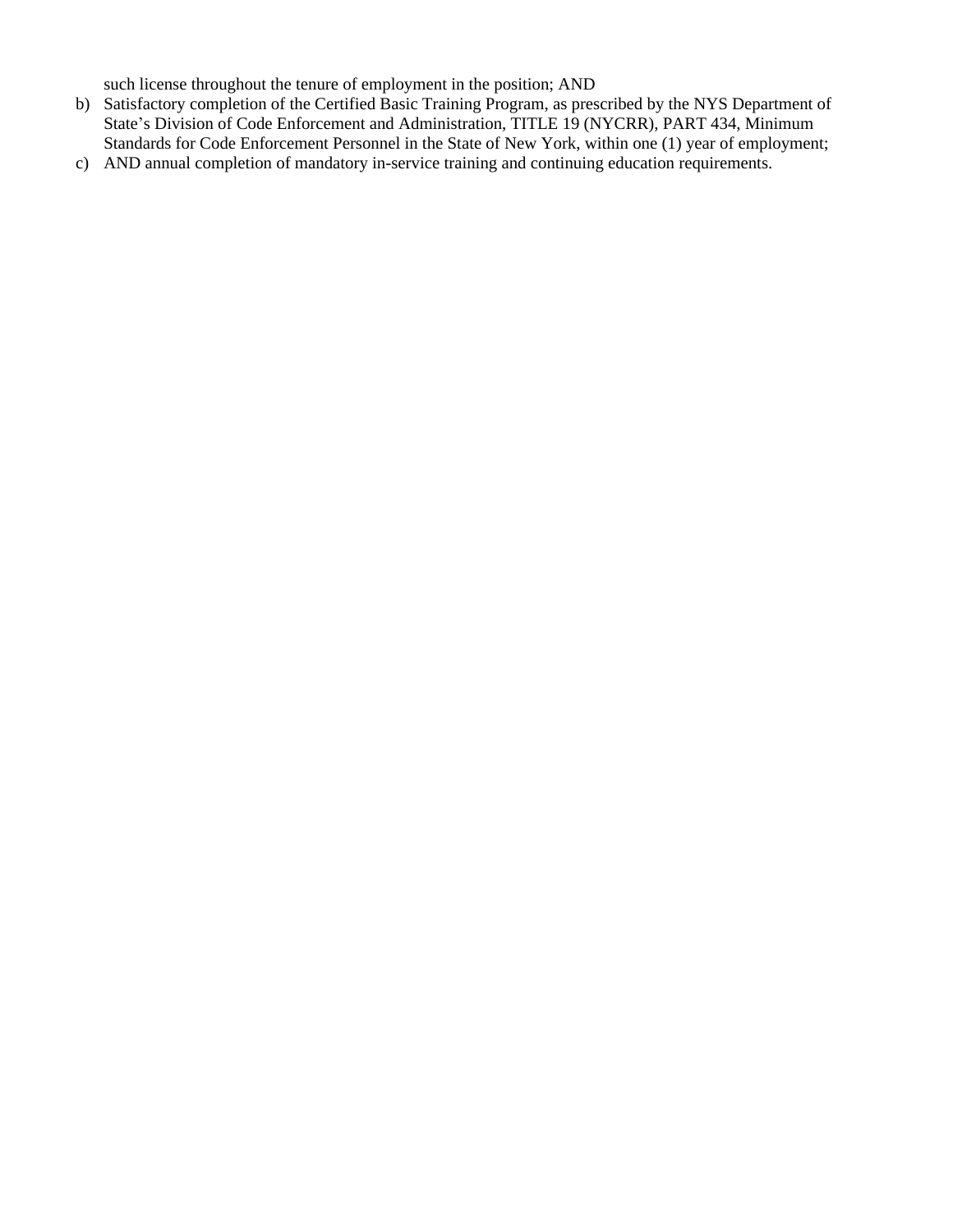such license throughout the tenure of employment in the position; AND

b) Satisfactory completion of the Certified Basic Training Program, as prescribed by the NYS Department of State's Division of Code Enforcement and Administration, TITLE 19 (NYCRR), PART 434, Minimum Standards for Code Enforcement Personnel in the State of New York, within one (1) year of employment;

c) AND annual completion of mandatory in-service training and continuing education requirements.